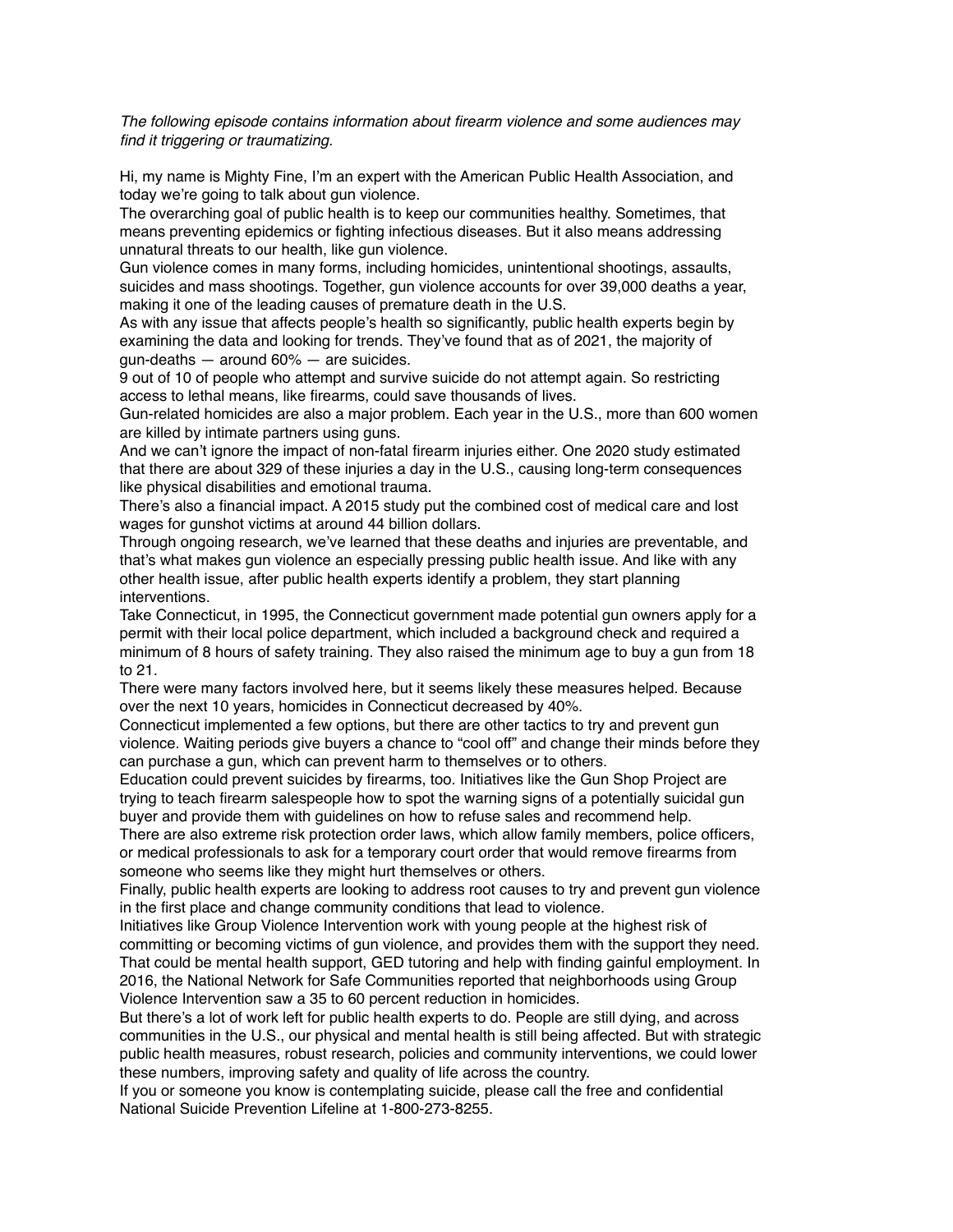*The following episode contains information about firearm violence and some audiences may find it triggering or traumatizing.*

Hi, my name is Mighty Fine, I'm an expert with the American Public Health Association, and today we're going to talk about gun violence.

The overarching goal of public health is to keep our communities healthy. Sometimes, that means preventing epidemics or fighting infectious diseases. But it also means addressing unnatural threats to our health, like gun violence.

Gun violence comes in many forms, including homicides, unintentional shootings, assaults, suicides and mass shootings. Together, gun violence accounts for over 39,000 deaths a year, making it one of the leading causes of premature death in the U.S.

As with any issue that affects people's health so significantly, public health experts begin by examining the data and looking for trends. They've found that as of 2021, the majority of gun-deaths — around 60% — are suicides.

9 out of 10 of people who attempt and survive suicide do not attempt again. So restricting access to lethal means, like firearms, could save thousands of lives.

Gun-related homicides are also a major problem. Each year in the U.S., more than 600 women are killed by intimate partners using guns.

And we can't ignore the impact of non-fatal firearm injuries either. One 2020 study estimated that there are about 329 of these injuries a day in the U.S., causing long-term consequences like physical disabilities and emotional trauma.

There's also a financial impact. A 2015 study put the combined cost of medical care and lost wages for gunshot victims at around 44 billion dollars.

Through ongoing research, we've learned that these deaths and injuries are preventable, and that's what makes gun violence an especially pressing public health issue. And like with any other health issue, after public health experts identify a problem, they start planning interventions.

Take Connecticut, in 1995, the Connecticut government made potential gun owners apply for a permit with their local police department, which included a background check and required a minimum of 8 hours of safety training. They also raised the minimum age to buy a gun from 18 to 21.

There were many factors involved here, but it seems likely these measures helped. Because over the next 10 years, homicides in Connecticut decreased by 40%.

Connecticut implemented a few options, but there are other tactics to try and prevent gun violence. Waiting periods give buyers a chance to "cool off" and change their minds before they can purchase a gun, which can prevent harm to themselves or to others.

Education could prevent suicides by firearms, too. Initiatives like the Gun Shop Project are trying to teach firearm salespeople how to spot the warning signs of a potentially suicidal gun buyer and provide them with guidelines on how to refuse sales and recommend help.

There are also extreme risk protection order laws, which allow family members, police officers, or medical professionals to ask for a temporary court order that would remove firearms from someone who seems like they might hurt themselves or others.

Finally, public health experts are looking to address root causes to try and prevent gun violence in the first place and change community conditions that lead to violence.

Initiatives like Group Violence Intervention work with young people at the highest risk of committing or becoming victims of gun violence, and provides them with the support they need. That could be mental health support, GED tutoring and help with finding gainful employment. In 2016, the National Network for Safe Communities reported that neighborhoods using Group Violence Intervention saw a 35 to 60 percent reduction in homicides.

But there's a lot of work left for public health experts to do. People are still dying, and across communities in the U.S., our physical and mental health is still being affected. But with strategic public health measures, robust research, policies and community interventions, we could lower these numbers, improving safety and quality of life across the country.

If you or someone you know is contemplating suicide, please call the free and confidential National Suicide Prevention Lifeline at 1-800-273-8255.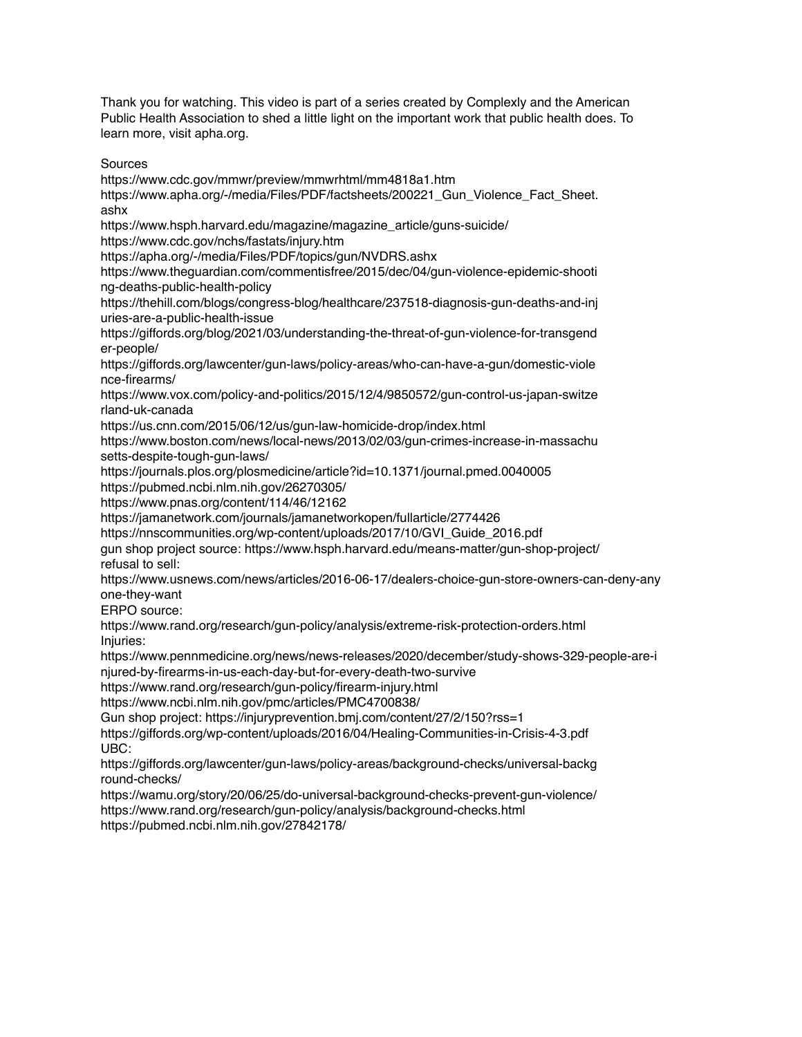Thank you for watching. This video is part of a series created by Complexly and the American Public Health Association to shed a little light on the important work that public health does. To learn more, visit apha.org.

Sources

https://www.cdc.gov/mmwr/preview/mmwrhtml/mm4818a1.htm
https://www.apha.org/-/media/Files/PDF/factsheets/200221_Gun_Violence_Fact_Sheet.ashx
https://www.hsph.harvard.edu/magazine/magazine_article/guns-suicide/
https://www.cdc.gov/nchs/fastats/injury.htm
https://apha.org/-/media/Files/PDF/topics/gun/NVDRS.ashx
https://www.theguardian.com/commentisfree/2015/dec/04/gun-violence-epidemic-shooting-deaths-public-health-policy
https://thehill.com/blogs/congress-blog/healthcare/237518-diagnosis-gun-deaths-and-injuries-are-a-public-health-issue
https://giffords.org/blog/2021/03/understanding-the-threat-of-gun-violence-for-transgender-people/
https://giffords.org/lawcenter/gun-laws/policy-areas/who-can-have-a-gun/domestic-violence-firearms/
https://www.vox.com/policy-and-politics/2015/12/4/9850572/gun-control-us-japan-switzerland-uk-canada
https://us.cnn.com/2015/06/12/us/gun-law-homicide-drop/index.html
https://www.boston.com/news/local-news/2013/02/03/gun-crimes-increase-in-massachusetts-despite-tough-gun-laws/
https://journals.plos.org/plosmedicine/article?id=10.1371/journal.pmed.0040005
https://pubmed.ncbi.nlm.nih.gov/26270305/
https://www.pnas.org/content/114/46/12162
https://jamanetwork.com/journals/jamanetworkopen/fullarticle/2774426
https://nnscommunities.org/wp-content/uploads/2017/10/GVI_Guide_2016.pdf
gun shop project source: https://www.hsph.harvard.edu/means-matter/gun-shop-project/
refusal to sell:
https://www.usnews.com/news/articles/2016-06-17/dealers-choice-gun-store-owners-can-deny-anyone-they-want
ERPO source:
https://www.rand.org/research/gun-policy/analysis/extreme-risk-protection-orders.html
Injuries:
https://www.pennmedicine.org/news/news-releases/2020/december/study-shows-329-people-are-injured-by-firearms-in-us-each-day-but-for-every-death-two-survive
https://www.rand.org/research/gun-policy/firearm-injury.html
https://www.ncbi.nlm.nih.gov/pmc/articles/PMC4700838/
Gun shop project: https://injuryprevention.bmj.com/content/27/2/150?rss=1
https://giffords.org/wp-content/uploads/2016/04/Healing-Communities-in-Crisis-4-3.pdf
UBC:
https://giffords.org/lawcenter/gun-laws/policy-areas/background-checks/universal-background-checks/
https://wamu.org/story/20/06/25/do-universal-background-checks-prevent-gun-violence/
https://www.rand.org/research/gun-policy/analysis/background-checks.html
https://pubmed.ncbi.nlm.nih.gov/27842178/